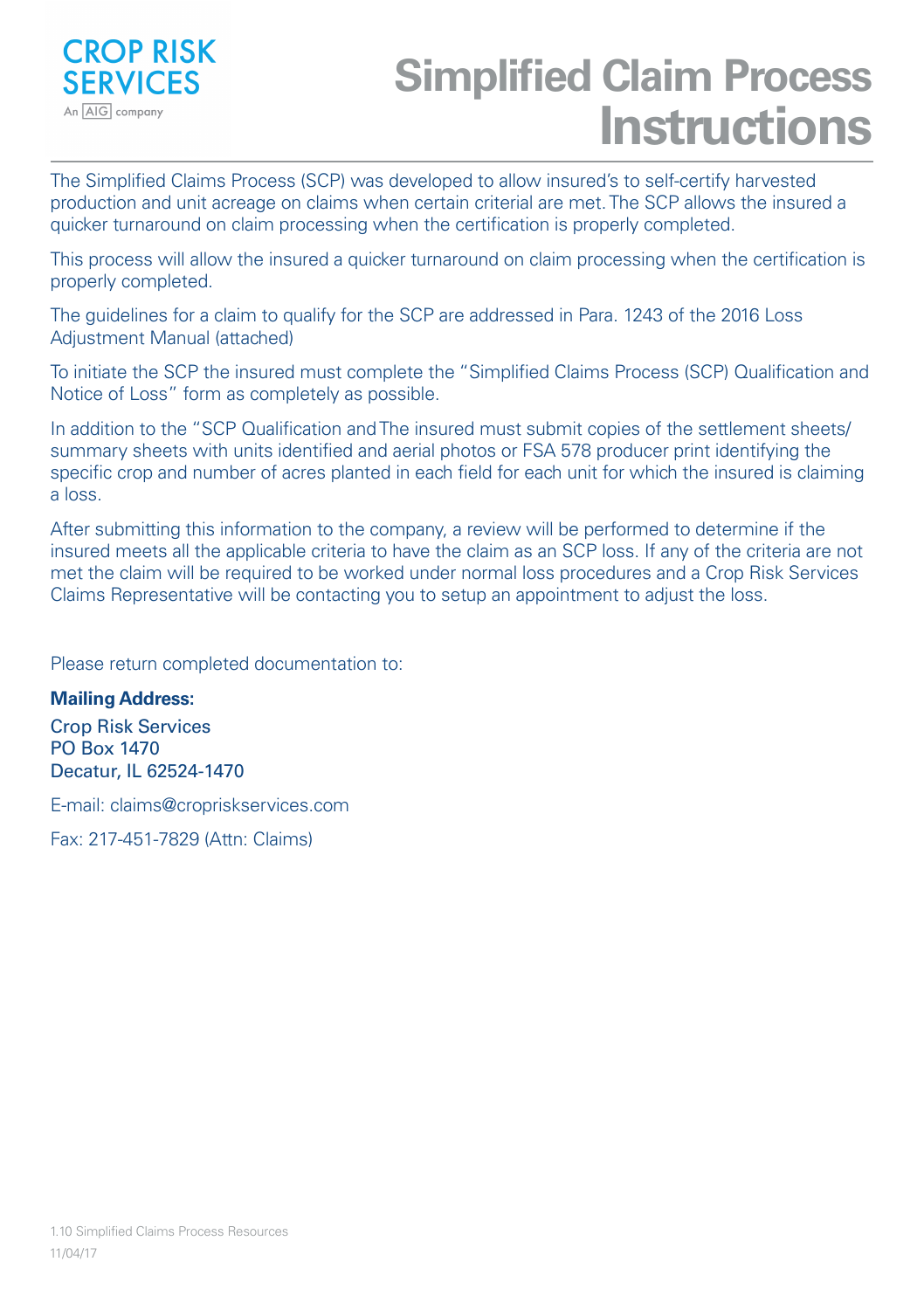CROP RISK SERVICES
An AIG company

# Simplified Claim Process Instructions

The Simplified Claims Process (SCP) was developed to allow insured's to self-certify harvested production and unit acreage on claims when certain criterial are met. The SCP allows the insured a quicker turnaround on claim processing when the certification is properly completed.

This process will allow the insured a quicker turnaround on claim processing when the certification is properly completed.

The guidelines for a claim to qualify for the SCP are addressed in Para. 1243 of the 2016 Loss Adjustment Manual (attached)

To initiate the SCP the insured must complete the "Simplified Claims Process (SCP) Qualification and Notice of Loss" form as completely as possible.

In addition to the "SCP Qualification and The insured must submit copies of the settlement sheets/ summary sheets with units identified and aerial photos or FSA 578 producer print identifying the specific crop and number of acres planted in each field for each unit for which the insured is claiming a loss.

After submitting this information to the company, a review will be performed to determine if the insured meets all the applicable criteria to have the claim as an SCP loss. If any of the criteria are not met the claim will be required to be worked under normal loss procedures and a Crop Risk Services Claims Representative will be contacting you to setup an appointment to adjust the loss.

Please return completed documentation to:

**Mailing Address:**

Crop Risk Services
PO Box 1470
Decatur, IL 62524-1470

E-mail: claims@cropriskservices.com

Fax: 217-451-7829 (Attn: Claims)

1.10 Simplified Claims Process Resources
11/04/17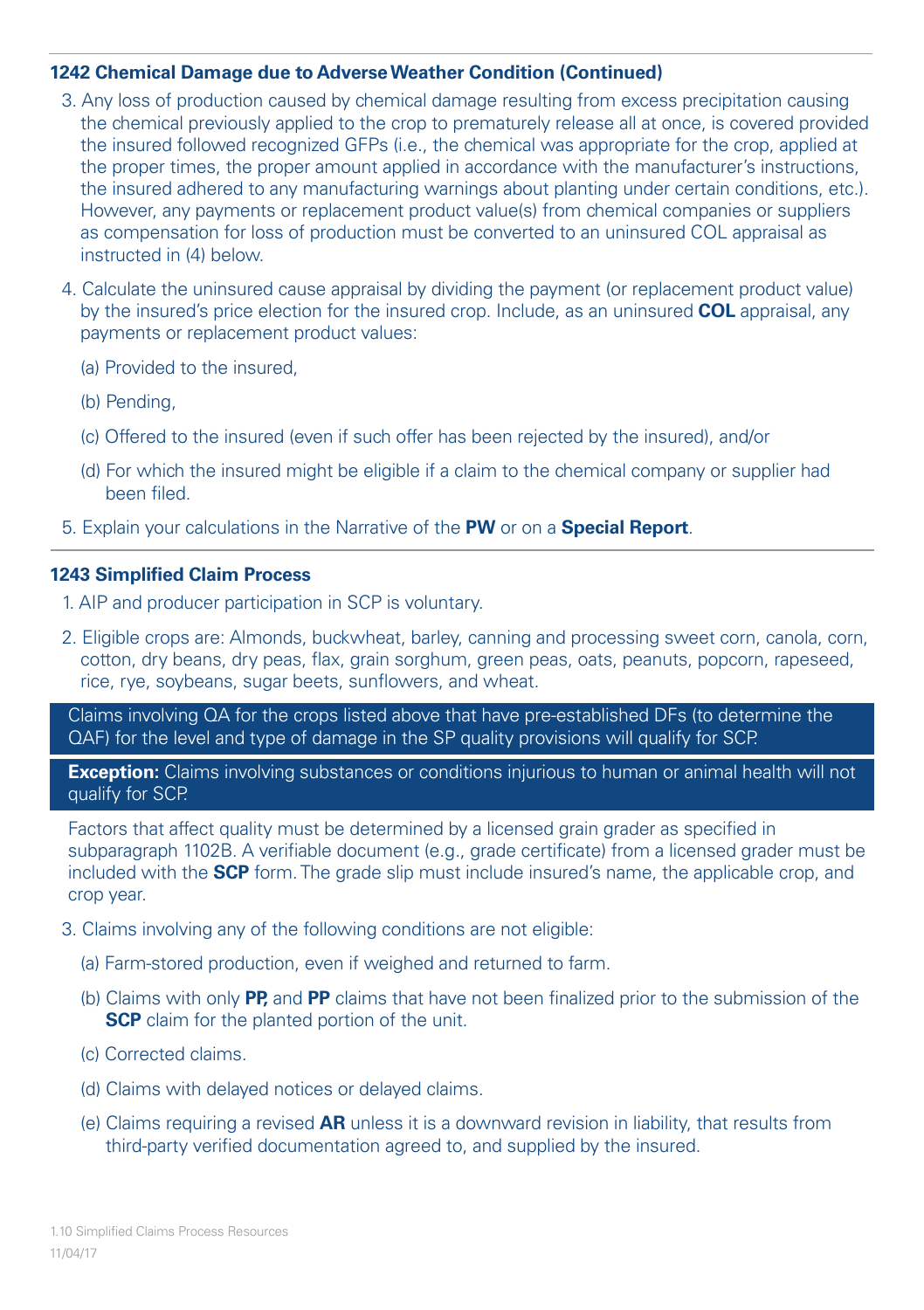### 1242 Chemical Damage due to Adverse Weather Condition (Continued)

3. Any loss of production caused by chemical damage resulting from excess precipitation causing the chemical previously applied to the crop to prematurely release all at once, is covered provided the insured followed recognized GFPs (i.e., the chemical was appropriate for the crop, applied at the proper times, the proper amount applied in accordance with the manufacturer's instructions, the insured adhered to any manufacturing warnings about planting under certain conditions, etc.). However, any payments or replacement product value(s) from chemical companies or suppliers as compensation for loss of production must be converted to an uninsured COL appraisal as instructed in (4) below.
4. Calculate the uninsured cause appraisal by dividing the payment (or replacement product value) by the insured's price election for the insured crop. Include, as an uninsured **COL** appraisal, any payments or replacement product values:
   (a) Provided to the insured,
   (b) Pending,
   (c) Offered to the insured (even if such offer has been rejected by the insured), and/or
   (d) For which the insured might be eligible if a claim to the chemical company or supplier had been filed.
5. Explain your calculations in the Narrative of the **PW** or on a **Special Report**.

### 1243 Simplified Claim Process

1. AIP and producer participation in SCP is voluntary.
2. Eligible crops are: Almonds, buckwheat, barley, canning and processing sweet corn, canola, corn, cotton, dry beans, dry peas, flax, grain sorghum, green peas, oats, peanuts, popcorn, rapeseed, rice, rye, soybeans, sugar beets, sunflowers, and wheat.

   Claims involving QA for the crops listed above that have pre-established DFs (to determine the QAF) for the level and type of damage in the SP quality provisions will qualify for SCP.

   **Exception:** Claims involving substances or conditions injurious to human or animal health will not qualify for SCP.

   Factors that affect quality must be determined by a licensed grain grader as specified in subparagraph 1102B. A verifiable document (e.g., grade certificate) from a licensed grader must be included with the **SCP** form. The grade slip must include insured's name, the applicable crop, and crop year.
3. Claims involving any of the following conditions are not eligible:
   (a) Farm-stored production, even if weighed and returned to farm.
   (b) Claims with only **PP**, and **PP** claims that have not been finalized prior to the submission of the **SCP** claim for the planted portion of the unit.
   (c) Corrected claims.
   (d) Claims with delayed notices or delayed claims.
   (e) Claims requiring a revised **AR** unless it is a downward revision in liability, that results from third-party verified documentation agreed to, and supplied by the insured.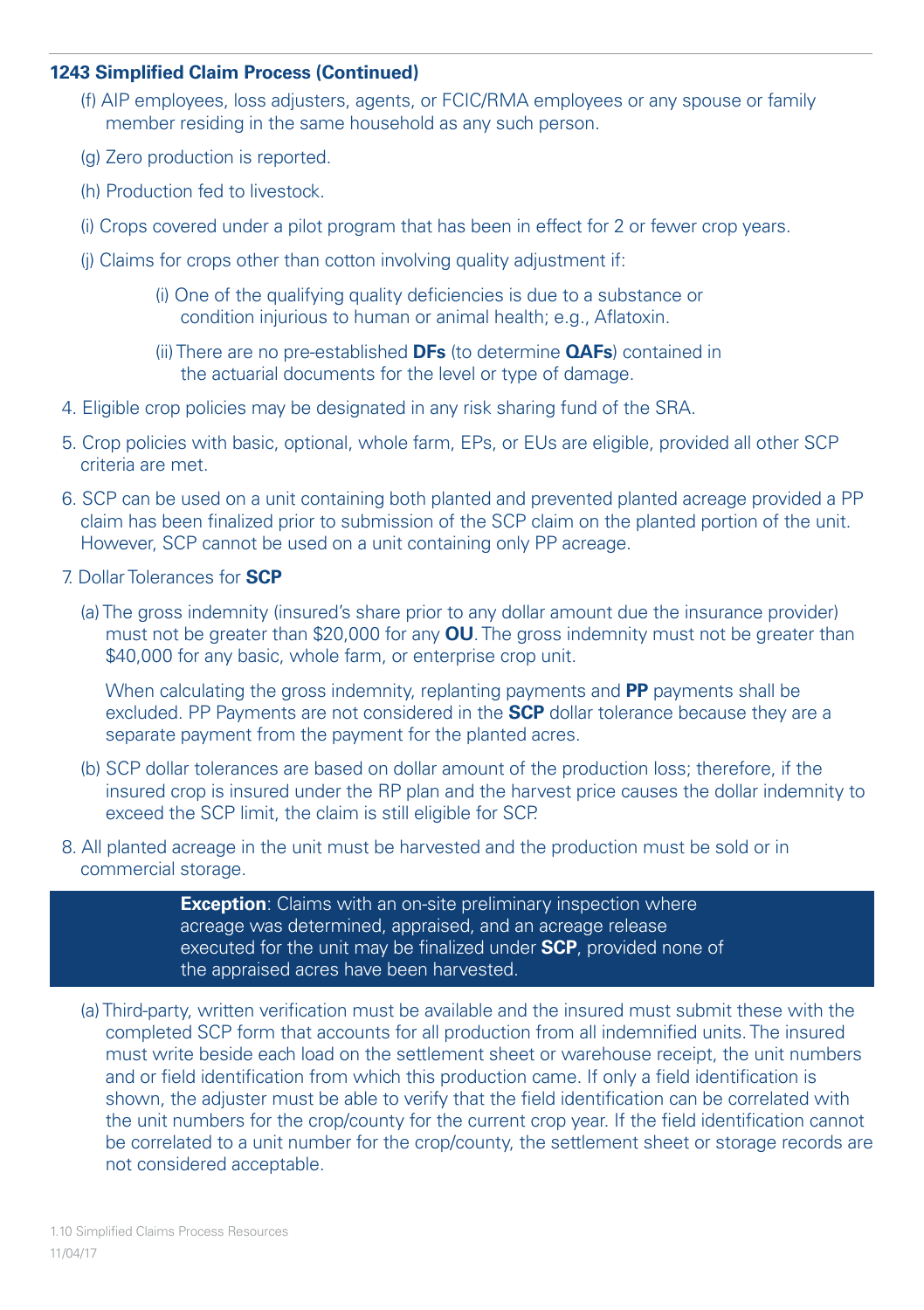**1243 Simplified Claim Process (Continued)**

(f) AIP employees, loss adjusters, agents, or FCIC/RMA employees or any spouse or family member residing in the same household as any such person.

(g) Zero production is reported.

(h) Production fed to livestock.

(i) Crops covered under a pilot program that has been in effect for 2 or fewer crop years.

(j) Claims for crops other than cotton involving quality adjustment if:

(i) One of the qualifying quality deficiencies is due to a substance or condition injurious to human or animal health; e.g., Aflatoxin.

(ii) There are no pre-established **DFs** (to determine **QAFs**) contained in the actuarial documents for the level or type of damage.

4. Eligible crop policies may be designated in any risk sharing fund of the SRA.

5. Crop policies with basic, optional, whole farm, EPs, or EUs are eligible, provided all other SCP criteria are met.

6. SCP can be used on a unit containing both planted and prevented planted acreage provided a PP claim has been finalized prior to submission of the SCP claim on the planted portion of the unit. However, SCP cannot be used on a unit containing only PP acreage.

7. Dollar Tolerances for **SCP**

(a) The gross indemnity (insured's share prior to any dollar amount due the insurance provider) must not be greater than $20,000 for any **OU**. The gross indemnity must not be greater than $40,000 for any basic, whole farm, or enterprise crop unit.

When calculating the gross indemnity, replanting payments and **PP** payments shall be excluded. PP Payments are not considered in the **SCP** dollar tolerance because they are a separate payment from the payment for the planted acres.

(b) SCP dollar tolerances are based on dollar amount of the production loss; therefore, if the insured crop is insured under the RP plan and the harvest price causes the dollar indemnity to exceed the SCP limit, the claim is still eligible for SCP.

8. All planted acreage in the unit must be harvested and the production must be sold or in commercial storage.

> **Exception**: Claims with an on-site preliminary inspection where acreage was determined, appraised, and an acreage release executed for the unit may be finalized under **SCP**, provided none of the appraised acres have been harvested.

(a) Third-party, written verification must be available and the insured must submit these with the completed SCP form that accounts for all production from all indemnified units. The insured must write beside each load on the settlement sheet or warehouse receipt, the unit numbers and or field identification from which this production came. If only a field identification is shown, the adjuster must be able to verify that the field identification can be correlated with the unit numbers for the crop/county for the current crop year. If the field identification cannot be correlated to a unit number for the crop/county, the settlement sheet or storage records are not considered acceptable.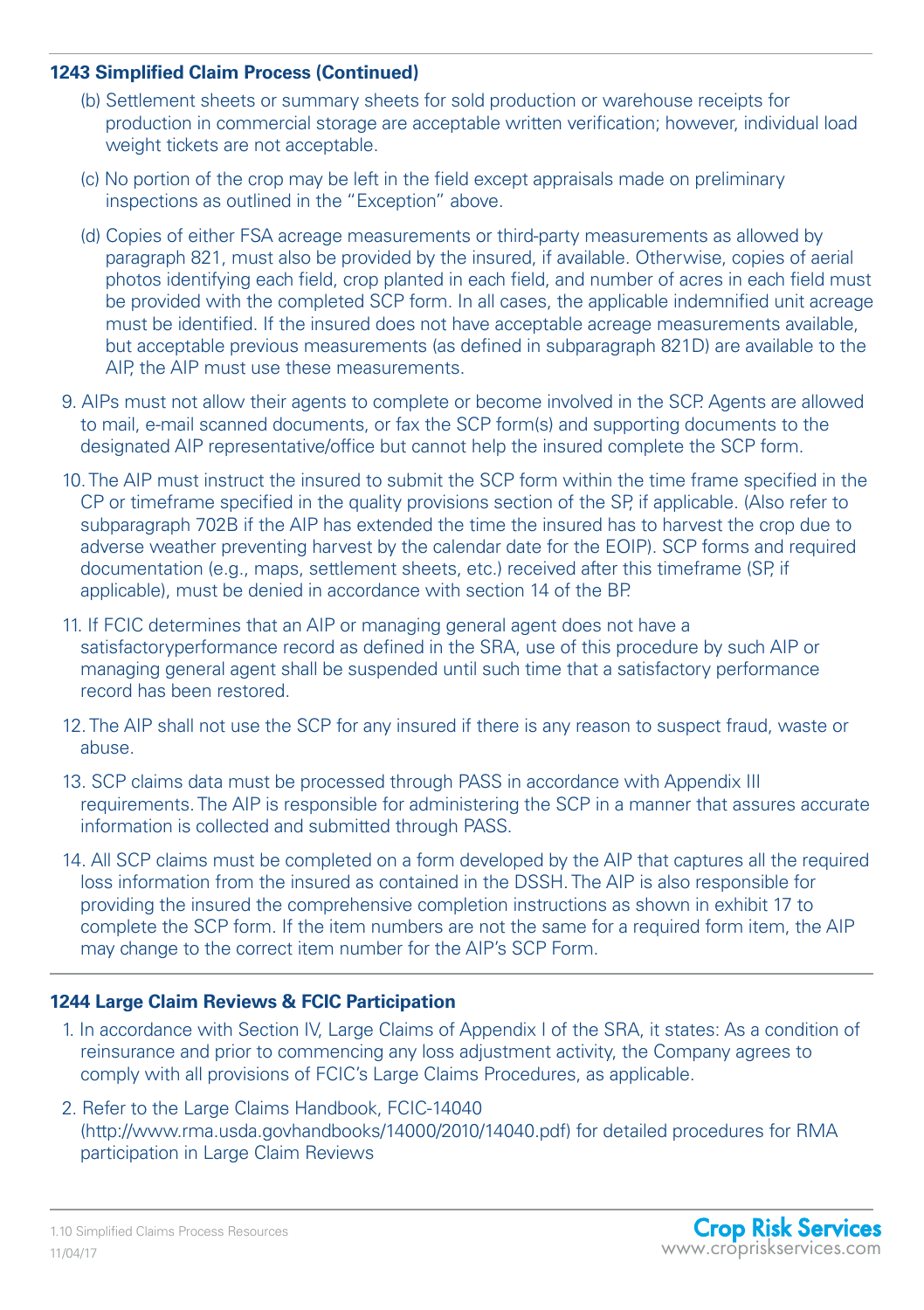## 1243 Simplified Claim Process (Continued)

(b) Settlement sheets or summary sheets for sold production or warehouse receipts for production in commercial storage are acceptable written verification; however, individual load weight tickets are not acceptable.

(c) No portion of the crop may be left in the field except appraisals made on preliminary inspections as outlined in the "Exception" above.

(d) Copies of either FSA acreage measurements or third-party measurements as allowed by paragraph 821, must also be provided by the insured, if available. Otherwise, copies of aerial photos identifying each field, crop planted in each field, and number of acres in each field must be provided with the completed SCP form. In all cases, the applicable indemnified unit acreage must be identified. If the insured does not have acceptable acreage measurements available, but acceptable previous measurements (as defined in subparagraph 821D) are available to the AIP, the AIP must use these measurements.

9. AIPs must not allow their agents to complete or become involved in the SCP. Agents are allowed to mail, e-mail scanned documents, or fax the SCP form(s) and supporting documents to the designated AIP representative/office but cannot help the insured complete the SCP form.

10. The AIP must instruct the insured to submit the SCP form within the time frame specified in the CP or timeframe specified in the quality provisions section of the SP, if applicable. (Also refer to subparagraph 702B if the AIP has extended the time the insured has to harvest the crop due to adverse weather preventing harvest by the calendar date for the EOIP). SCP forms and required documentation (e.g., maps, settlement sheets, etc.) received after this timeframe (SP, if applicable), must be denied in accordance with section 14 of the BP.

11. If FCIC determines that an AIP or managing general agent does not have a satisfactoryperformance record as defined in the SRA, use of this procedure by such AIP or managing general agent shall be suspended until such time that a satisfactory performance record has been restored.

12. The AIP shall not use the SCP for any insured if there is any reason to suspect fraud, waste or abuse.

13. SCP claims data must be processed through PASS in accordance with Appendix III requirements. The AIP is responsible for administering the SCP in a manner that assures accurate information is collected and submitted through PASS.

14. All SCP claims must be completed on a form developed by the AIP that captures all the required loss information from the insured as contained in the DSSH. The AIP is also responsible for providing the insured the comprehensive completion instructions as shown in exhibit 17 to complete the SCP form. If the item numbers are not the same for a required form item, the AIP may change to the correct item number for the AIP's SCP Form.

## 1244 Large Claim Reviews & FCIC Participation

1. In accordance with Section IV, Large Claims of Appendix I of the SRA, it states: As a condition of reinsurance and prior to commencing any loss adjustment activity, the Company agrees to comply with all provisions of FCIC's Large Claims Procedures, as applicable.

2. Refer to the Large Claims Handbook, FCIC-14040 (http://www.rma.usda.govhandbooks/14000/2010/14040.pdf) for detailed procedures for RMA participation in Large Claim Reviews